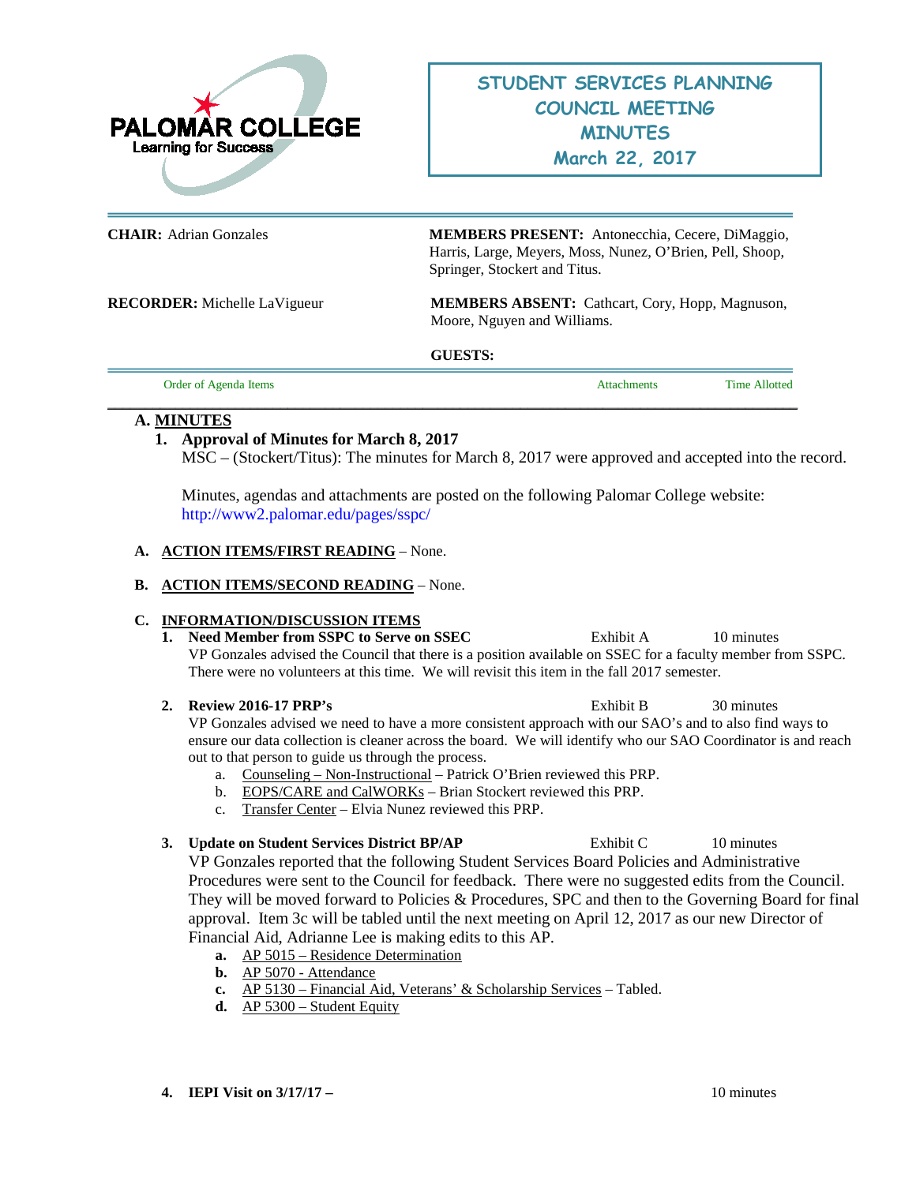PALOMAR COLLEGE
Learning for Success

# STUDENT SERVICES PLANNING COUNCIL MEETING MINUTES
## March 22, 2017

**CHAIR:** Adrian Gonzales

**MEMBERS PRESENT:** Antonecchia, Cecere, DiMaggio, Harris, Large, Meyers, Moss, Nunez, O'Brien, Pell, Shoop, Springer, Stockert and Titus.

**RECORDER:** Michelle LaVigueur

**MEMBERS ABSENT:** Cathcart, Cory, Hopp, Magnuson, Moore, Nguyen and Williams.

**GUESTS:**

| Order of Agenda Items | Attachments | Time Allotted |
|---|---|---|

**A. MINUTES**

1. **Approval of Minutes for March 8, 2017**
   MSC – (Stockert/Titus): The minutes for March 8, 2017 were approved and accepted into the record.

   Minutes, agendas and attachments are posted on the following Palomar College website: http://www2.palomar.edu/pages/sspc/

**A. ACTION ITEMS/FIRST READING** – None.

**B. ACTION ITEMS/SECOND READING** – None.

**C. INFORMATION/DISCUSSION ITEMS**

1. **Need Member from SSPC to Serve on SSEC** — Exhibit A — 10 minutes
   VP Gonzales advised the Council that there is a position available on SSEC for a faculty member from SSPC. There were no volunteers at this time. We will revisit this item in the fall 2017 semester.

2. **Review 2016-17 PRP's** — Exhibit B — 30 minutes
   VP Gonzales advised we need to have a more consistent approach with our SAO's and to also find ways to ensure our data collection is cleaner across the board. We will identify who our SAO Coordinator is and reach out to that person to guide us through the process.
   a. Counseling – Non-Instructional – Patrick O'Brien reviewed this PRP.
   b. EOPS/CARE and CalWORKs – Brian Stockert reviewed this PRP.
   c. Transfer Center – Elvia Nunez reviewed this PRP.

3. **Update on Student Services District BP/AP** — Exhibit C — 10 minutes
   VP Gonzales reported that the following Student Services Board Policies and Administrative Procedures were sent to the Council for feedback. There were no suggested edits from the Council. They will be moved forward to Policies & Procedures, SPC and then to the Governing Board for final approval. Item 3c will be tabled until the next meeting on April 12, 2017 as our new Director of Financial Aid, Adrianne Lee is making edits to this AP.
   **a.** AP 5015 – Residence Determination
   **b.** AP 5070 - Attendance
   **c.** AP 5130 – Financial Aid, Veterans' & Scholarship Services – Tabled.
   **d.** AP 5300 – Student Equity

4. **IEPI Visit on 3/17/17 –** — 10 minutes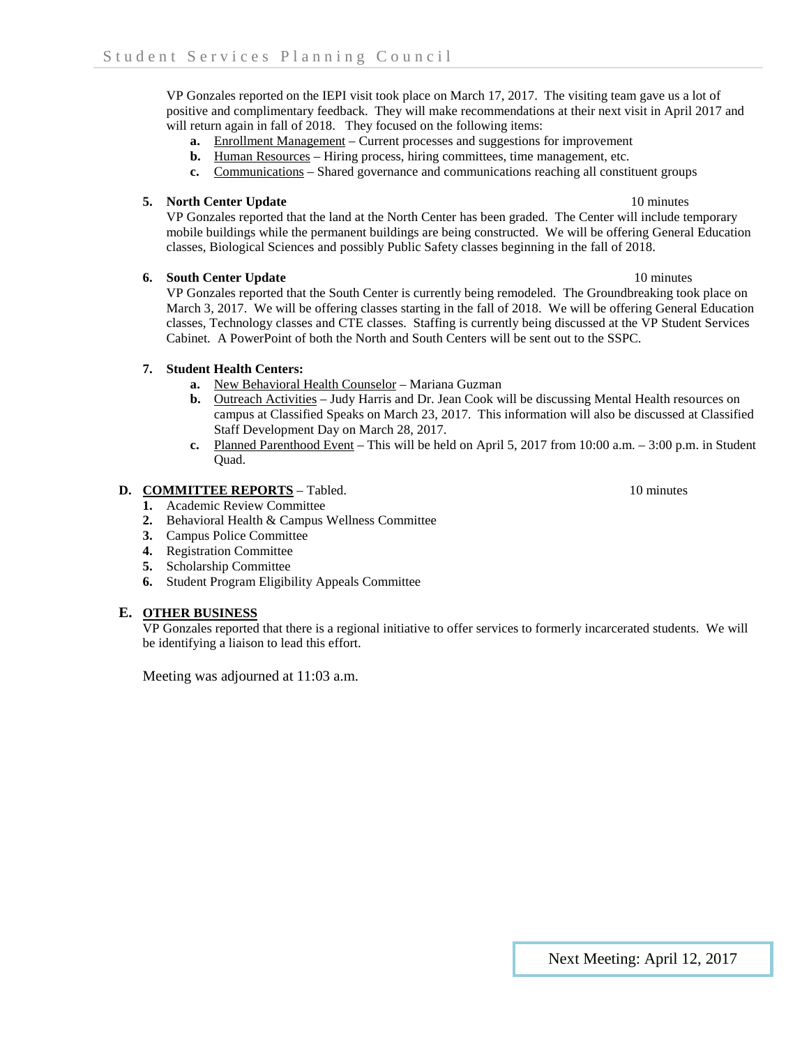VP Gonzales reported on the IEPI visit took place on March 17, 2017. The visiting team gave us a lot of positive and complimentary feedback. They will make recommendations at their next visit in April 2017 and will return again in fall of 2018. They focused on the following items:

- **a.** Enrollment Management – Current processes and suggestions for improvement
- **b.** Human Resources – Hiring process, hiring committees, time management, etc.
- **c.** Communications – Shared governance and communications reaching all constituent groups

**5. North Center Update** 10 minutes

VP Gonzales reported that the land at the North Center has been graded. The Center will include temporary mobile buildings while the permanent buildings are being constructed. We will be offering General Education classes, Biological Sciences and possibly Public Safety classes beginning in the fall of 2018.

**6. South Center Update** 10 minutes

VP Gonzales reported that the South Center is currently being remodeled. The Groundbreaking took place on March 3, 2017. We will be offering classes starting in the fall of 2018. We will be offering General Education classes, Technology classes and CTE classes. Staffing is currently being discussed at the VP Student Services Cabinet. A PowerPoint of both the North and South Centers will be sent out to the SSPC.

**7. Student Health Centers:**

- **a.** New Behavioral Health Counselor – Mariana Guzman
- **b.** Outreach Activities – Judy Harris and Dr. Jean Cook will be discussing Mental Health resources on campus at Classified Speaks on March 23, 2017. This information will also be discussed at Classified Staff Development Day on March 28, 2017.
- **c.** Planned Parenthood Event – This will be held on April 5, 2017 from 10:00 a.m. – 3:00 p.m. in Student Quad.

**D. COMMITTEE REPORTS** – Tabled. 10 minutes

1. Academic Review Committee
2. Behavioral Health & Campus Wellness Committee
3. Campus Police Committee
4. Registration Committee
5. Scholarship Committee
6. Student Program Eligibility Appeals Committee

**E. OTHER BUSINESS**

VP Gonzales reported that there is a regional initiative to offer services to formerly incarcerated students. We will be identifying a liaison to lead this effort.

Meeting was adjourned at 11:03 a.m.

Next Meeting: April 12, 2017